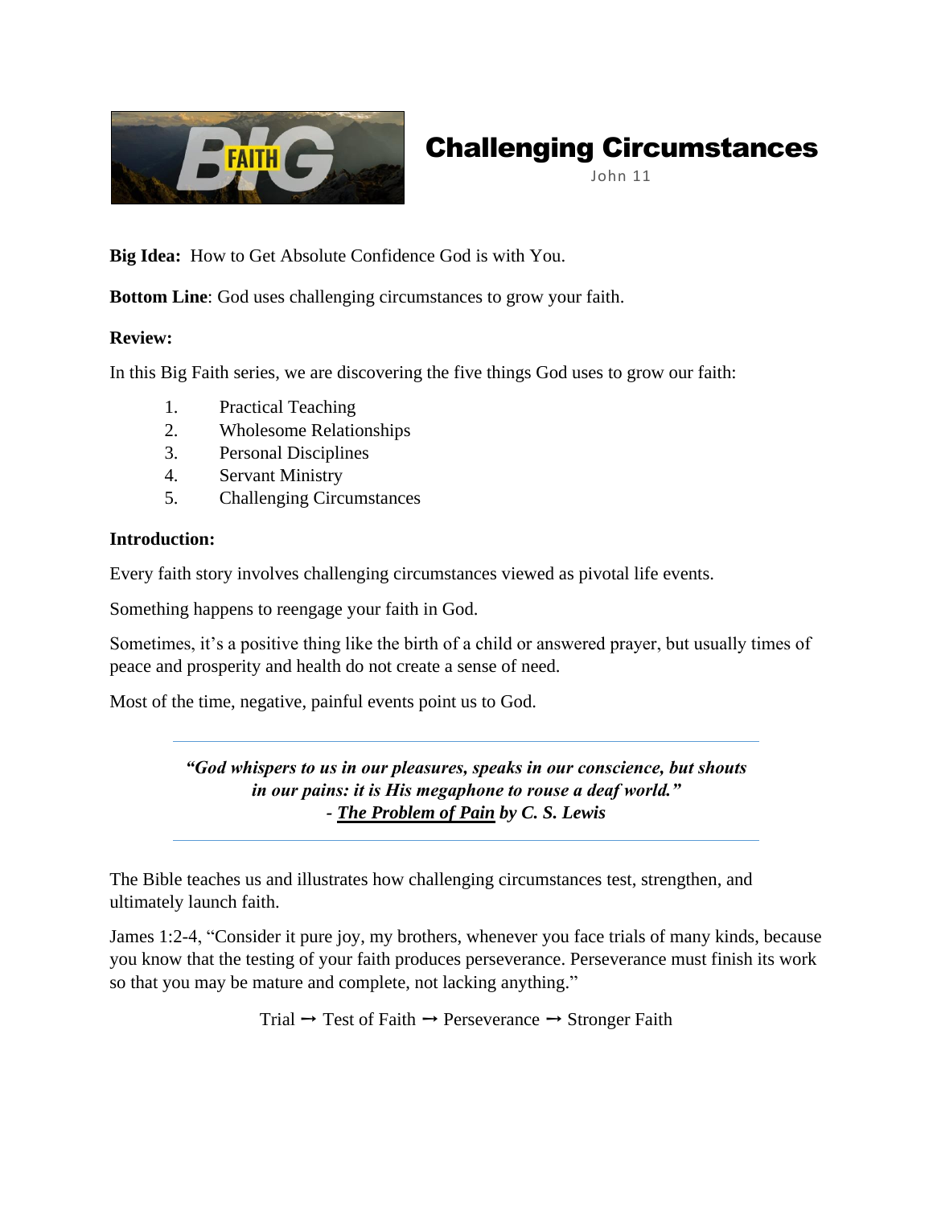# Challenging Circumstances

John 11

**Big Idea:** How to Get Absolute Confidence God is with You.

**Bottom Line**: God uses challenging circumstances to grow your faith.

**Review:**

In this Big Faith series, we are discovering the five things God uses to grow our faith:

1. Practical Teaching
2. Wholesome Relationships
3. Personal Disciplines
4. Servant Ministry
5. Challenging Circumstances

**Introduction:**

Every faith story involves challenging circumstances viewed as pivotal life events.

Something happens to reengage your faith in God.

Sometimes, it's a positive thing like the birth of a child or answered prayer, but usually times of peace and prosperity and health do not create a sense of need.

Most of the time, negative, painful events point us to God.

---

***"God whispers to us in our pleasures, speaks in our conscience, but shouts in our pains: it is His megaphone to rouse a deaf world."***
***- The Problem of Pain by C. S. Lewis***

---

The Bible teaches us and illustrates how challenging circumstances test, strengthen, and ultimately launch faith.

James 1:2-4, "Consider it pure joy, my brothers, whenever you face trials of many kinds, because you know that the testing of your faith produces perseverance. Perseverance must finish its work so that you may be mature and complete, not lacking anything."

Trial ➞ Test of Faith ➞ Perseverance ➞ Stronger Faith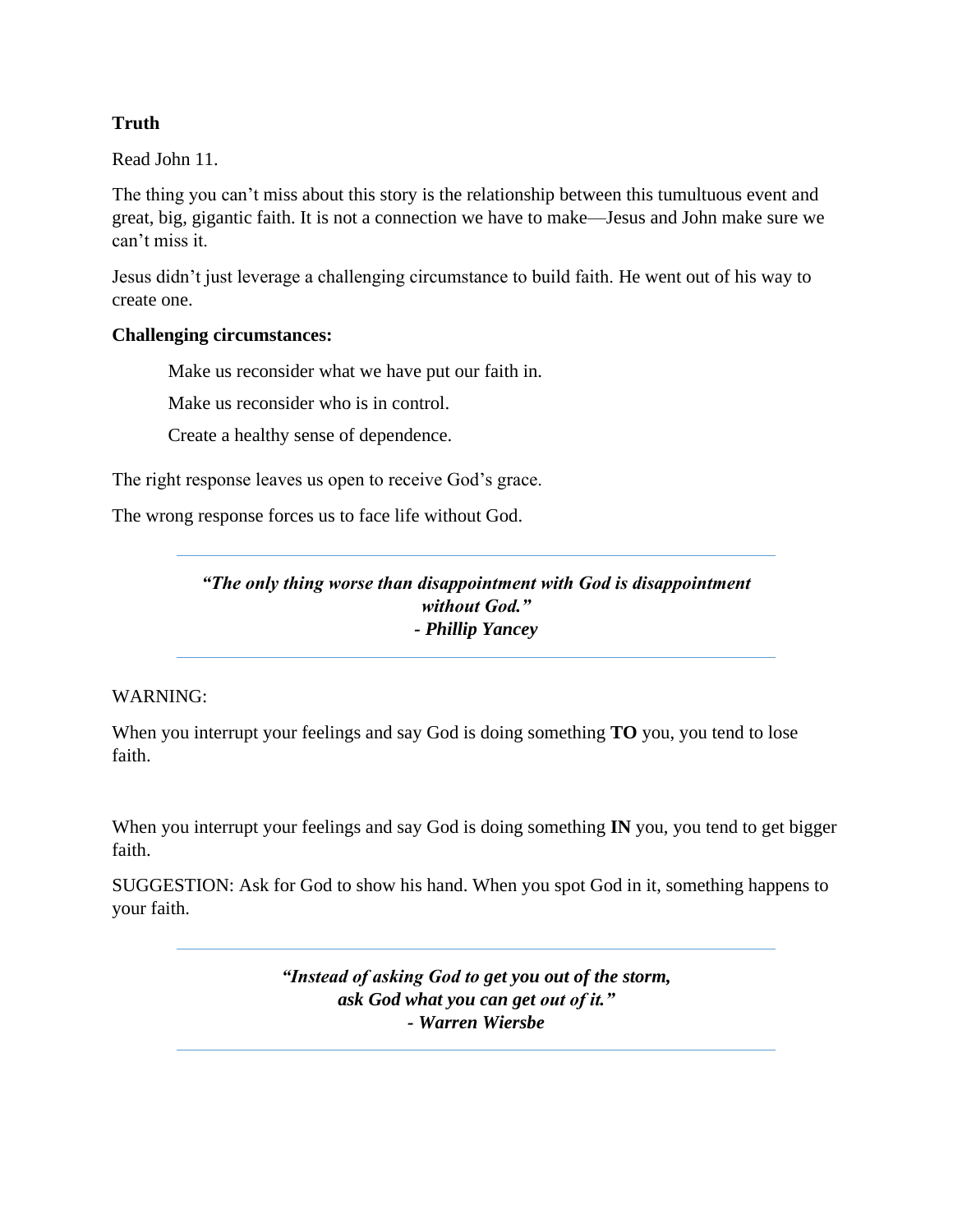**Truth**

Read John 11.

The thing you can't miss about this story is the relationship between this tumultuous event and great, big, gigantic faith. It is not a connection we have to make—Jesus and John make sure we can't miss it.

Jesus didn't just leverage a challenging circumstance to build faith. He went out of his way to create one.

**Challenging circumstances:**

> Make us reconsider what we have put our faith in.
>
> Make us reconsider who is in control.
>
> Create a healthy sense of dependence.

The right response leaves us open to receive God's grace.

The wrong response forces us to face life without God.

---

***"The only thing worse than disappointment with God is disappointment without God."***
***- Phillip Yancey***

---

WARNING:

When you interrupt your feelings and say God is doing something **TO** you, you tend to lose faith.

When you interrupt your feelings and say God is doing something **IN** you, you tend to get bigger faith.

SUGGESTION: Ask for God to show his hand. When you spot God in it, something happens to your faith.

---

***"Instead of asking God to get you out of the storm, ask God what you can get out of it."***
***- Warren Wiersbe***

---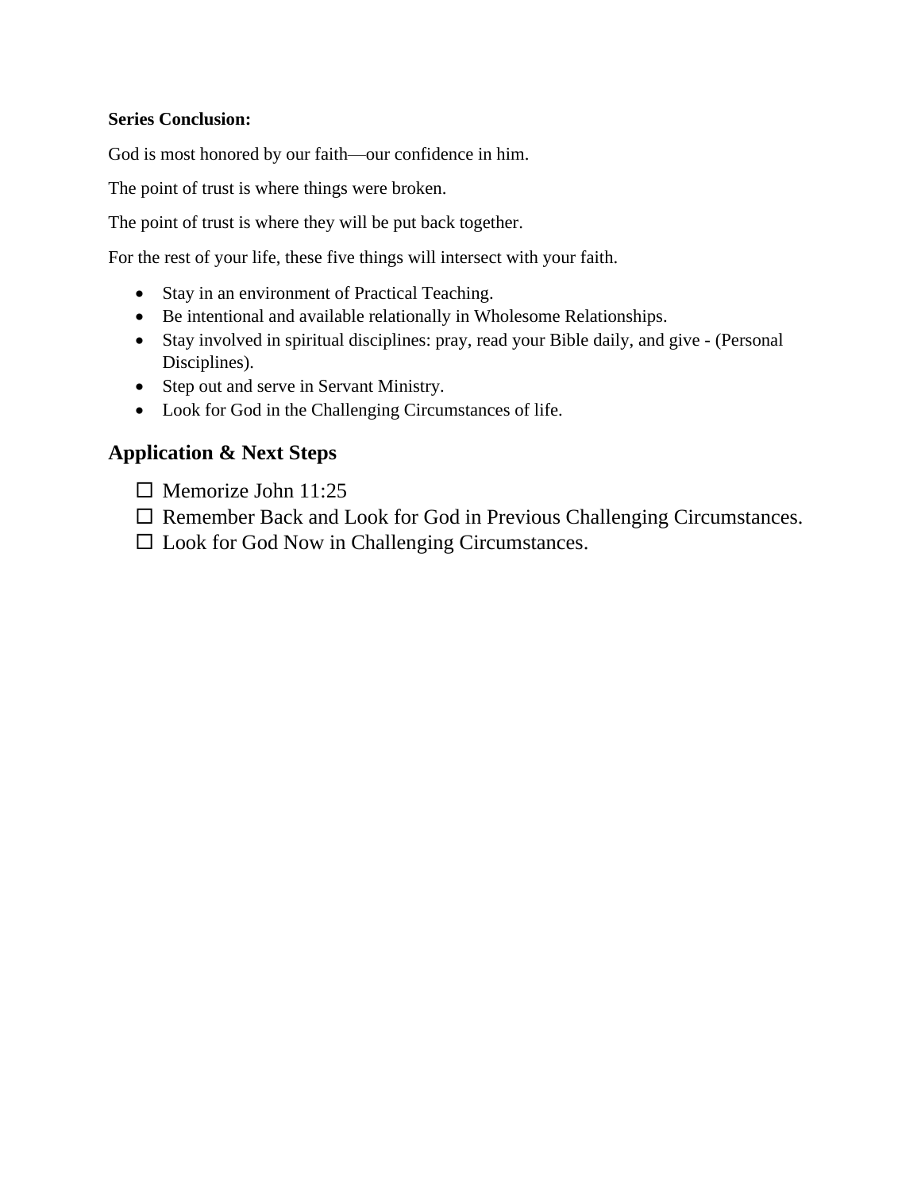**Series Conclusion:**

God is most honored by our faith—our confidence in him.

The point of trust is where things were broken.

The point of trust is where they will be put back together.

For the rest of your life, these five things will intersect with your faith.

- Stay in an environment of Practical Teaching.
- Be intentional and available relationally in Wholesome Relationships.
- Stay involved in spiritual disciplines: pray, read your Bible daily, and give - (Personal Disciplines).
- Step out and serve in Servant Ministry.
- Look for God in the Challenging Circumstances of life.

## Application & Next Steps

- ☐ Memorize John 11:25
- ☐ Remember Back and Look for God in Previous Challenging Circumstances.
- ☐ Look for God Now in Challenging Circumstances.